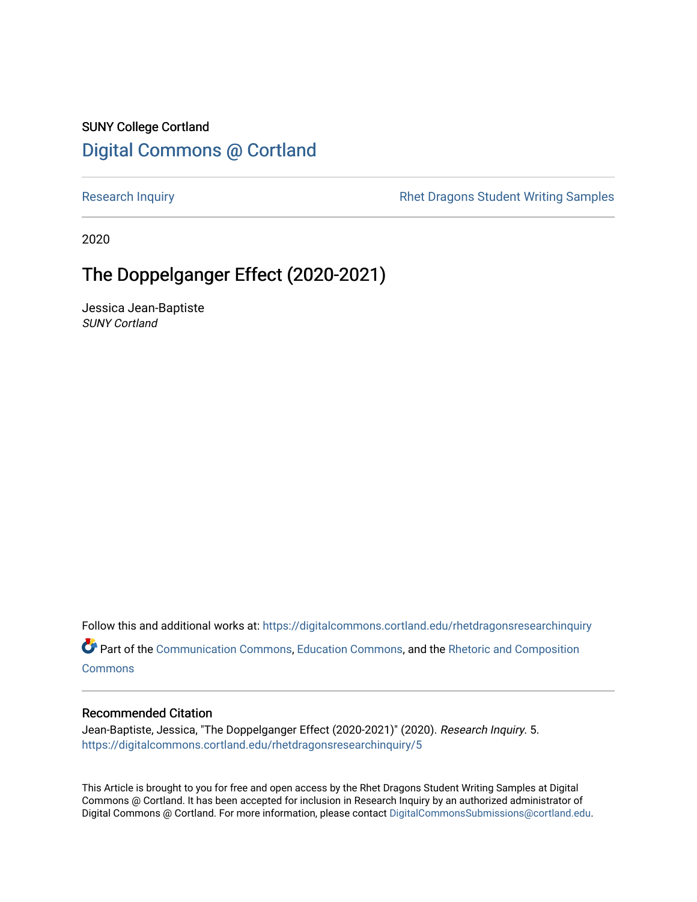SUNY College Cortland

# Digital Commons @ Cortland

Research Inquiry

Rhet Dragons Student Writing Samples

2020

## The Doppelganger Effect (2020-2021)

Jessica Jean-Baptiste
*SUNY Cortland*

Follow this and additional works at: https://digitalcommons.cortland.edu/rhetdragonsresearchinquiry

Part of the Communication Commons, Education Commons, and the Rhetoric and Composition Commons

### Recommended Citation

Jean-Baptiste, Jessica, "The Doppelganger Effect (2020-2021)" (2020). *Research Inquiry*. 5.
https://digitalcommons.cortland.edu/rhetdragonsresearchinquiry/5

This Article is brought to you for free and open access by the Rhet Dragons Student Writing Samples at Digital Commons @ Cortland. It has been accepted for inclusion in Research Inquiry by an authorized administrator of Digital Commons @ Cortland. For more information, please contact DigitalCommonsSubmissions@cortland.edu.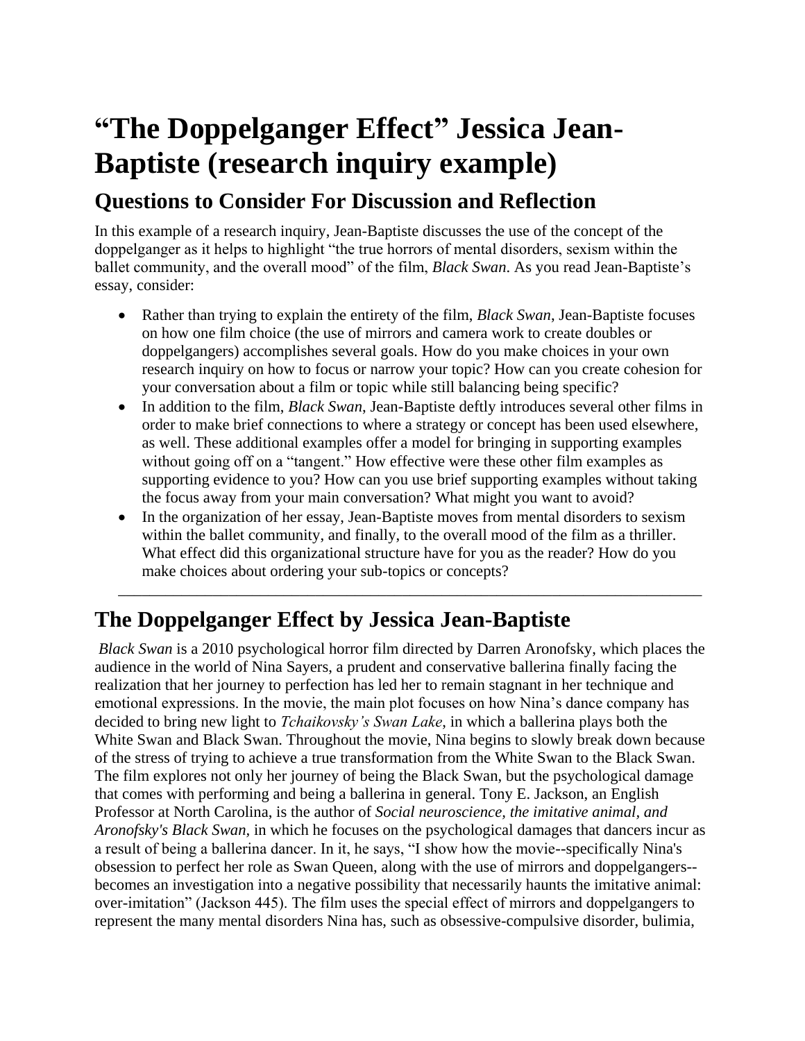# "The Doppelganger Effect" Jessica Jean-Baptiste (research inquiry example)

## Questions to Consider For Discussion and Reflection

In this example of a research inquiry, Jean-Baptiste discusses the use of the concept of the doppelganger as it helps to highlight "the true horrors of mental disorders, sexism within the ballet community, and the overall mood" of the film, *Black Swan*. As you read Jean-Baptiste's essay, consider:

- Rather than trying to explain the entirety of the film, *Black Swan*, Jean-Baptiste focuses on how one film choice (the use of mirrors and camera work to create doubles or doppelgangers) accomplishes several goals. How do you make choices in your own research inquiry on how to focus or narrow your topic? How can you create cohesion for your conversation about a film or topic while still balancing being specific?
- In addition to the film, *Black Swan*, Jean-Baptiste deftly introduces several other films in order to make brief connections to where a strategy or concept has been used elsewhere, as well. These additional examples offer a model for bringing in supporting examples without going off on a "tangent." How effective were these other film examples as supporting evidence to you? How can you use brief supporting examples without taking the focus away from your main conversation? What might you want to avoid?
- In the organization of her essay, Jean-Baptiste moves from mental disorders to sexism within the ballet community, and finally, to the overall mood of the film as a thriller. What effect did this organizational structure have for you as the reader? How do you make choices about ordering your sub-topics or concepts?

---

## The Doppelganger Effect by Jessica Jean-Baptiste

*Black Swan* is a 2010 psychological horror film directed by Darren Aronofsky, which places the audience in the world of Nina Sayers, a prudent and conservative ballerina finally facing the realization that her journey to perfection has led her to remain stagnant in her technique and emotional expressions. In the movie, the main plot focuses on how Nina's dance company has decided to bring new light to *Tchaikovsky's Swan Lake*, in which a ballerina plays both the White Swan and Black Swan. Throughout the movie, Nina begins to slowly break down because of the stress of trying to achieve a true transformation from the White Swan to the Black Swan. The film explores not only her journey of being the Black Swan, but the psychological damage that comes with performing and being a ballerina in general. Tony E. Jackson, an English Professor at North Carolina, is the author of *Social neuroscience, the imitative animal, and Aronofsky's Black Swan*, in which he focuses on the psychological damages that dancers incur as a result of being a ballerina dancer. In it, he says, "I show how the movie--specifically Nina's obsession to perfect her role as Swan Queen, along with the use of mirrors and doppelgangers--becomes an investigation into a negative possibility that necessarily haunts the imitative animal: over-imitation" (Jackson 445). The film uses the special effect of mirrors and doppelgangers to represent the many mental disorders Nina has, such as obsessive-compulsive disorder, bulimia,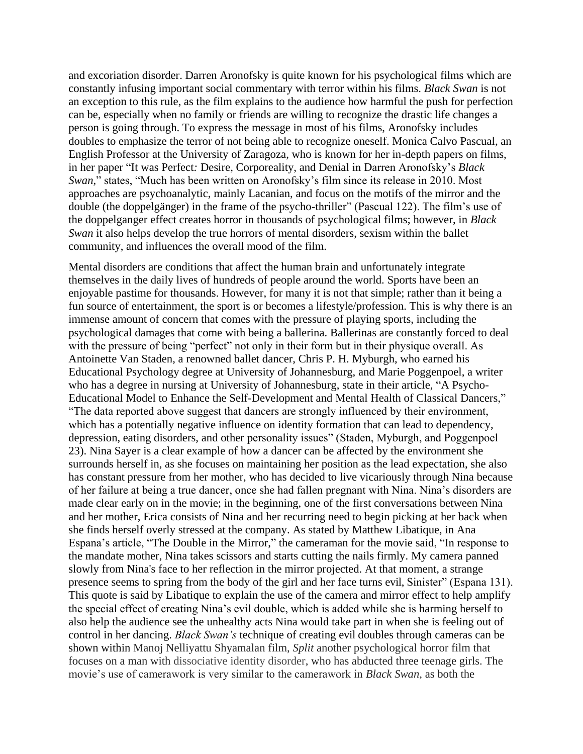and excoriation disorder. Darren Aronofsky is quite known for his psychological films which are constantly infusing important social commentary with terror within his films. *Black Swan* is not an exception to this rule, as the film explains to the audience how harmful the push for perfection can be, especially when no family or friends are willing to recognize the drastic life changes a person is going through. To express the message in most of his films, Aronofsky includes doubles to emphasize the terror of not being able to recognize oneself. Monica Calvo Pascual, an English Professor at the University of Zaragoza, who is known for her in-depth papers on films, in her paper "It was Perfect*:* Desire, Corporeality, and Denial in Darren Aronofsky's *Black Swan*," states, "Much has been written on Aronofsky's film since its release in 2010. Most approaches are psychoanalytic, mainly Lacanian, and focus on the motifs of the mirror and the double (the doppelgänger) in the frame of the psycho-thriller" (Pascual 122). The film's use of the doppelganger effect creates horror in thousands of psychological films; however, in *Black Swan* it also helps develop the true horrors of mental disorders, sexism within the ballet community, and influences the overall mood of the film.

Mental disorders are conditions that affect the human brain and unfortunately integrate themselves in the daily lives of hundreds of people around the world. Sports have been an enjoyable pastime for thousands. However, for many it is not that simple; rather than it being a fun source of entertainment, the sport is or becomes a lifestyle/profession. This is why there is an immense amount of concern that comes with the pressure of playing sports, including the psychological damages that come with being a ballerina. Ballerinas are constantly forced to deal with the pressure of being "perfect" not only in their form but in their physique overall. As Antoinette Van Staden, a renowned ballet dancer, Chris P. H. Myburgh, who earned his Educational Psychology degree at University of Johannesburg, and Marie Poggenpoel, a writer who has a degree in nursing at University of Johannesburg, state in their article, "A Psycho-Educational Model to Enhance the Self-Development and Mental Health of Classical Dancers," "The data reported above suggest that dancers are strongly influenced by their environment, which has a potentially negative influence on identity formation that can lead to dependency, depression, eating disorders, and other personality issues" (Staden, Myburgh, and Poggenpoel 23). Nina Sayer is a clear example of how a dancer can be affected by the environment she surrounds herself in, as she focuses on maintaining her position as the lead expectation, she also has constant pressure from her mother, who has decided to live vicariously through Nina because of her failure at being a true dancer, once she had fallen pregnant with Nina. Nina's disorders are made clear early on in the movie; in the beginning, one of the first conversations between Nina and her mother, Erica consists of Nina and her recurring need to begin picking at her back when she finds herself overly stressed at the company. As stated by Matthew Libatique, in Ana Espana's article, "The Double in the Mirror," the cameraman for the movie said, "In response to the mandate mother, Nina takes scissors and starts cutting the nails firmly. My camera panned slowly from Nina's face to her reflection in the mirror projected. At that moment, a strange presence seems to spring from the body of the girl and her face turns evil, Sinister" (Espana 131). This quote is said by Libatique to explain the use of the camera and mirror effect to help amplify the special effect of creating Nina's evil double, which is added while she is harming herself to also help the audience see the unhealthy acts Nina would take part in when she is feeling out of control in her dancing. *Black Swan's* technique of creating evil doubles through cameras can be shown within Manoj Nelliyattu Shyamalan film, *Split* another psychological horror film that focuses on a man with dissociative identity disorder, who has abducted three teenage girls. The movie's use of camerawork is very similar to the camerawork in *Black Swan*, as both the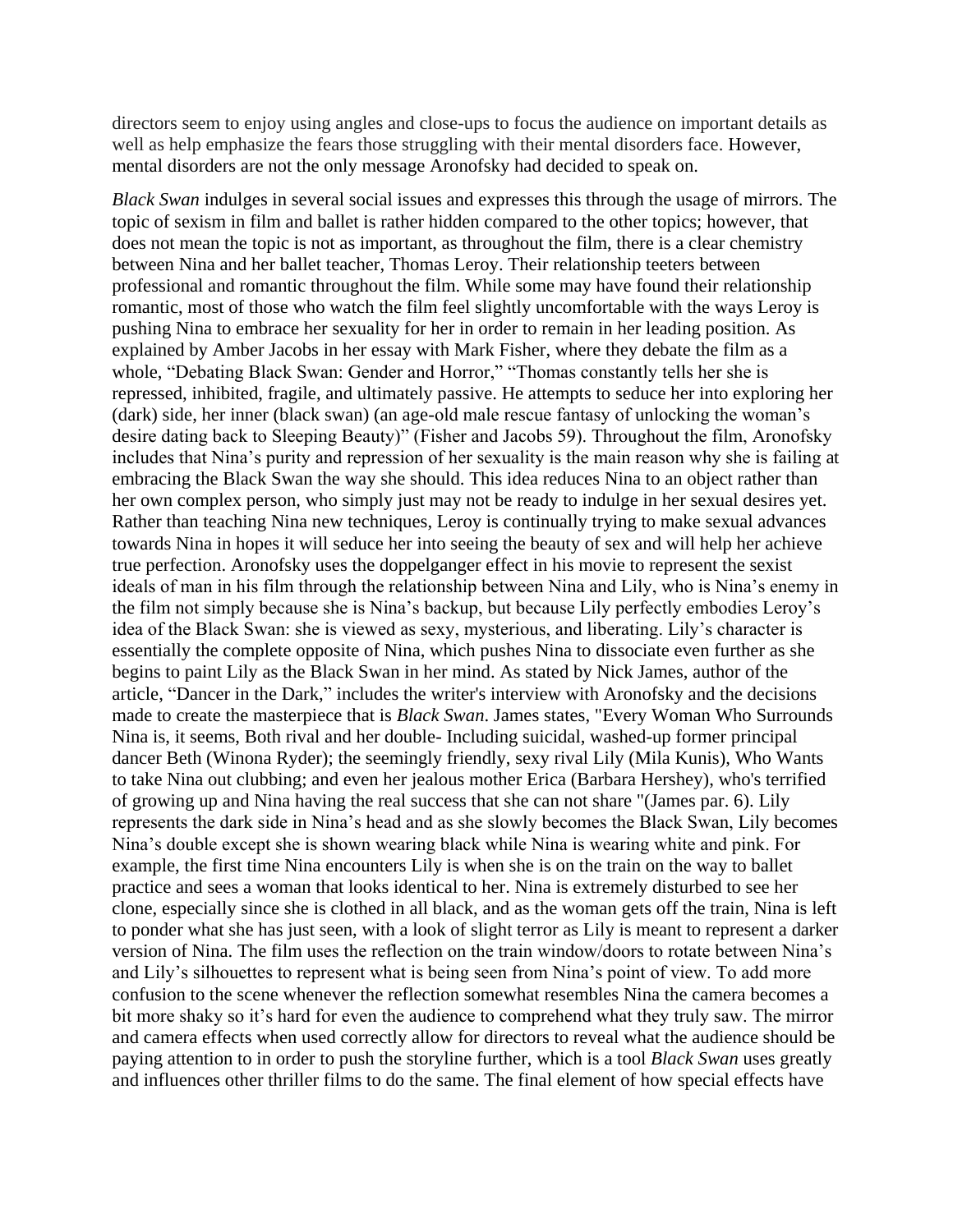directors seem to enjoy using angles and close-ups to focus the audience on important details as well as help emphasize the fears those struggling with their mental disorders face. However, mental disorders are not the only message Aronofsky had decided to speak on.

*Black Swan* indulges in several social issues and expresses this through the usage of mirrors. The topic of sexism in film and ballet is rather hidden compared to the other topics; however, that does not mean the topic is not as important, as throughout the film, there is a clear chemistry between Nina and her ballet teacher, Thomas Leroy. Their relationship teeters between professional and romantic throughout the film. While some may have found their relationship romantic, most of those who watch the film feel slightly uncomfortable with the ways Leroy is pushing Nina to embrace her sexuality for her in order to remain in her leading position. As explained by Amber Jacobs in her essay with Mark Fisher, where they debate the film as a whole, "Debating Black Swan: Gender and Horror," "Thomas constantly tells her she is repressed, inhibited, fragile, and ultimately passive. He attempts to seduce her into exploring her (dark) side, her inner (black swan) (an age-old male rescue fantasy of unlocking the woman's desire dating back to Sleeping Beauty)" (Fisher and Jacobs 59). Throughout the film, Aronofsky includes that Nina's purity and repression of her sexuality is the main reason why she is failing at embracing the Black Swan the way she should. This idea reduces Nina to an object rather than her own complex person, who simply just may not be ready to indulge in her sexual desires yet. Rather than teaching Nina new techniques, Leroy is continually trying to make sexual advances towards Nina in hopes it will seduce her into seeing the beauty of sex and will help her achieve true perfection. Aronofsky uses the doppelganger effect in his movie to represent the sexist ideals of man in his film through the relationship between Nina and Lily, who is Nina's enemy in the film not simply because she is Nina's backup, but because Lily perfectly embodies Leroy's idea of the Black Swan: she is viewed as sexy, mysterious, and liberating. Lily's character is essentially the complete opposite of Nina, which pushes Nina to dissociate even further as she begins to paint Lily as the Black Swan in her mind. As stated by Nick James, author of the article, "Dancer in the Dark," includes the writer's interview with Aronofsky and the decisions made to create the masterpiece that is *Black Swan*. James states, "Every Woman Who Surrounds Nina is, it seems, Both rival and her double- Including suicidal, washed-up former principal dancer Beth (Winona Ryder); the seemingly friendly, sexy rival Lily (Mila Kunis), Who Wants to take Nina out clubbing; and even her jealous mother Erica (Barbara Hershey), who's terrified of growing up and Nina having the real success that she can not share "(James par. 6). Lily represents the dark side in Nina's head and as she slowly becomes the Black Swan, Lily becomes Nina's double except she is shown wearing black while Nina is wearing white and pink. For example, the first time Nina encounters Lily is when she is on the train on the way to ballet practice and sees a woman that looks identical to her. Nina is extremely disturbed to see her clone, especially since she is clothed in all black, and as the woman gets off the train, Nina is left to ponder what she has just seen, with a look of slight terror as Lily is meant to represent a darker version of Nina. The film uses the reflection on the train window/doors to rotate between Nina's and Lily's silhouettes to represent what is being seen from Nina's point of view. To add more confusion to the scene whenever the reflection somewhat resembles Nina the camera becomes a bit more shaky so it's hard for even the audience to comprehend what they truly saw. The mirror and camera effects when used correctly allow for directors to reveal what the audience should be paying attention to in order to push the storyline further, which is a tool *Black Swan* uses greatly and influences other thriller films to do the same. The final element of how special effects have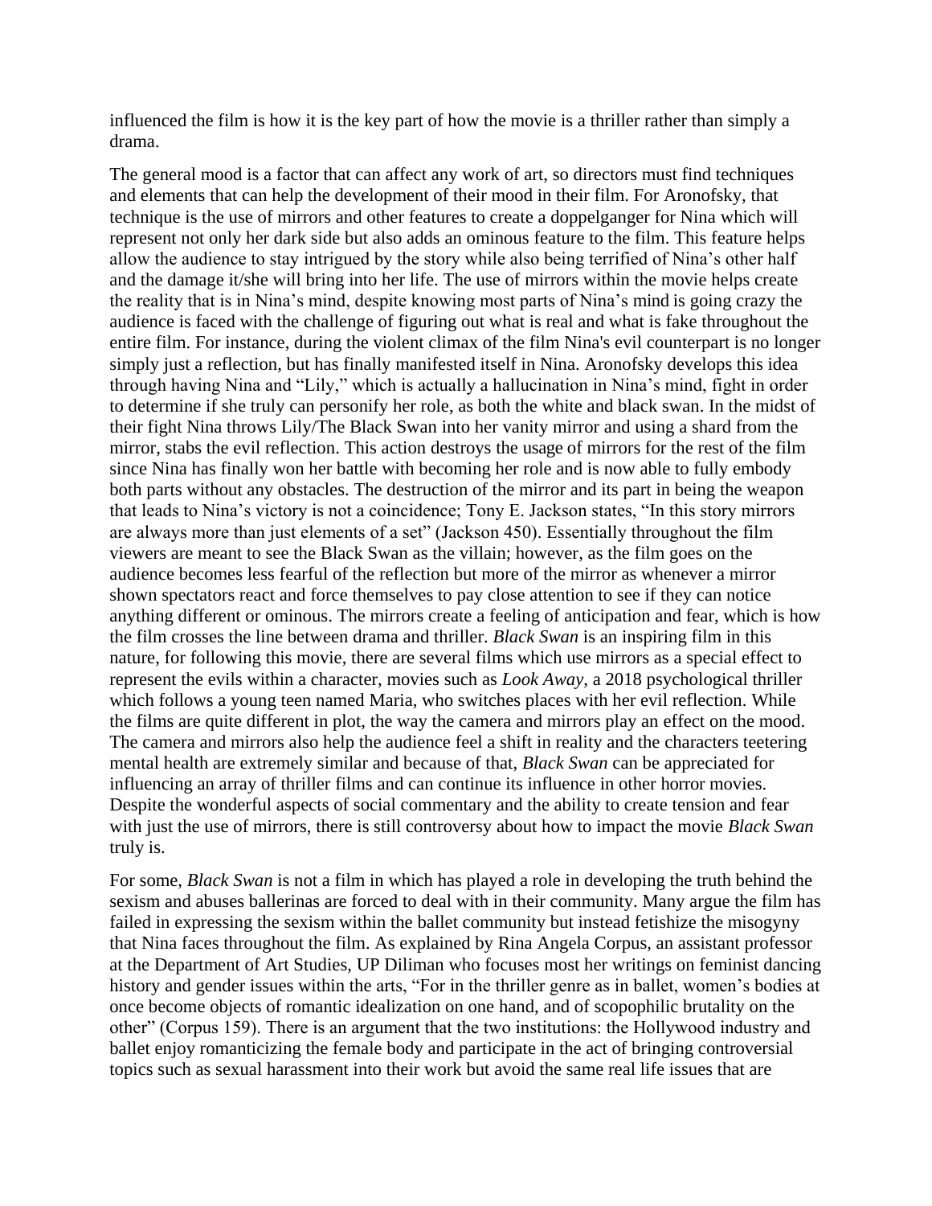influenced the film is how it is the key part of how the movie is a thriller rather than simply a drama.

The general mood is a factor that can affect any work of art, so directors must find techniques and elements that can help the development of their mood in their film. For Aronofsky, that technique is the use of mirrors and other features to create a doppelganger for Nina which will represent not only her dark side but also adds an ominous feature to the film. This feature helps allow the audience to stay intrigued by the story while also being terrified of Nina's other half and the damage it/she will bring into her life. The use of mirrors within the movie helps create the reality that is in Nina's mind, despite knowing most parts of Nina's mind is going crazy the audience is faced with the challenge of figuring out what is real and what is fake throughout the entire film. For instance, during the violent climax of the film Nina's evil counterpart is no longer simply just a reflection, but has finally manifested itself in Nina. Aronofsky develops this idea through having Nina and "Lily," which is actually a hallucination in Nina's mind, fight in order to determine if she truly can personify her role, as both the white and black swan. In the midst of their fight Nina throws Lily/The Black Swan into her vanity mirror and using a shard from the mirror, stabs the evil reflection. This action destroys the usage of mirrors for the rest of the film since Nina has finally won her battle with becoming her role and is now able to fully embody both parts without any obstacles. The destruction of the mirror and its part in being the weapon that leads to Nina's victory is not a coincidence; Tony E. Jackson states, "In this story mirrors are always more than just elements of a set" (Jackson 450). Essentially throughout the film viewers are meant to see the Black Swan as the villain; however, as the film goes on the audience becomes less fearful of the reflection but more of the mirror as whenever a mirror shown spectators react and force themselves to pay close attention to see if they can notice anything different or ominous. The mirrors create a feeling of anticipation and fear, which is how the film crosses the line between drama and thriller. *Black Swan* is an inspiring film in this nature, for following this movie, there are several films which use mirrors as a special effect to represent the evils within a character, movies such as *Look Away*, a 2018 psychological thriller which follows a young teen named Maria, who switches places with her evil reflection. While the films are quite different in plot, the way the camera and mirrors play an effect on the mood. The camera and mirrors also help the audience feel a shift in reality and the characters teetering mental health are extremely similar and because of that, *Black Swan* can be appreciated for influencing an array of thriller films and can continue its influence in other horror movies. Despite the wonderful aspects of social commentary and the ability to create tension and fear with just the use of mirrors, there is still controversy about how to impact the movie *Black Swan* truly is.

For some, *Black Swan* is not a film in which has played a role in developing the truth behind the sexism and abuses ballerinas are forced to deal with in their community. Many argue the film has failed in expressing the sexism within the ballet community but instead fetishize the misogyny that Nina faces throughout the film. As explained by Rina Angela Corpus, an assistant professor at the Department of Art Studies, UP Diliman who focuses most her writings on feminist dancing history and gender issues within the arts, "For in the thriller genre as in ballet, women's bodies at once become objects of romantic idealization on one hand, and of scopophilic brutality on the other" (Corpus 159). There is an argument that the two institutions: the Hollywood industry and ballet enjoy romanticizing the female body and participate in the act of bringing controversial topics such as sexual harassment into their work but avoid the same real life issues that are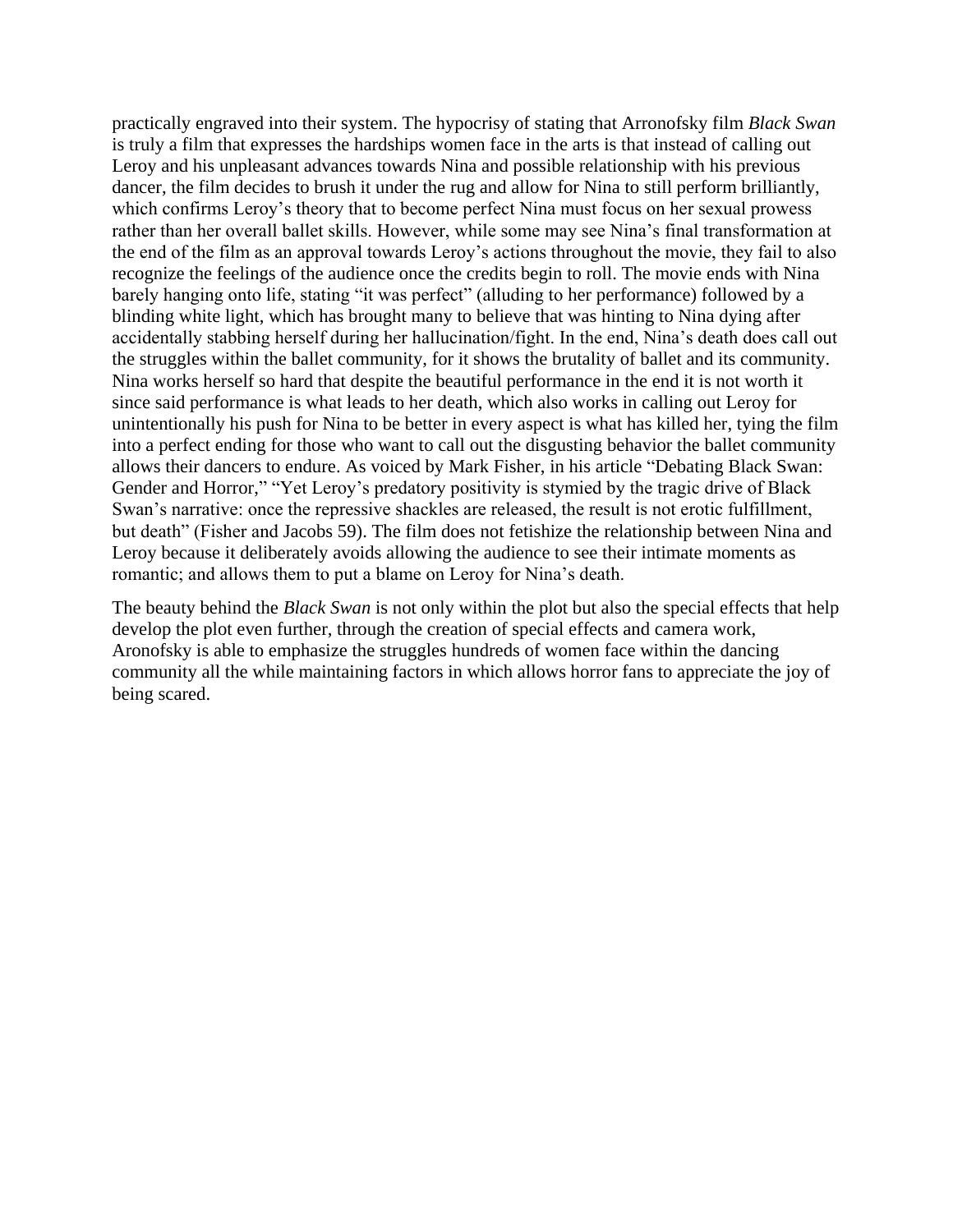practically engraved into their system. The hypocrisy of stating that Arronofsky film *Black Swan* is truly a film that expresses the hardships women face in the arts is that instead of calling out Leroy and his unpleasant advances towards Nina and possible relationship with his previous dancer, the film decides to brush it under the rug and allow for Nina to still perform brilliantly, which confirms Leroy's theory that to become perfect Nina must focus on her sexual prowess rather than her overall ballet skills. However, while some may see Nina's final transformation at the end of the film as an approval towards Leroy's actions throughout the movie, they fail to also recognize the feelings of the audience once the credits begin to roll. The movie ends with Nina barely hanging onto life, stating "it was perfect" (alluding to her performance) followed by a blinding white light, which has brought many to believe that was hinting to Nina dying after accidentally stabbing herself during her hallucination/fight. In the end, Nina's death does call out the struggles within the ballet community, for it shows the brutality of ballet and its community. Nina works herself so hard that despite the beautiful performance in the end it is not worth it since said performance is what leads to her death, which also works in calling out Leroy for unintentionally his push for Nina to be better in every aspect is what has killed her, tying the film into a perfect ending for those who want to call out the disgusting behavior the ballet community allows their dancers to endure. As voiced by Mark Fisher, in his article "Debating Black Swan: Gender and Horror," "Yet Leroy's predatory positivity is stymied by the tragic drive of Black Swan's narrative: once the repressive shackles are released, the result is not erotic fulfillment, but death" (Fisher and Jacobs 59). The film does not fetishize the relationship between Nina and Leroy because it deliberately avoids allowing the audience to see their intimate moments as romantic; and allows them to put a blame on Leroy for Nina's death.

The beauty behind the *Black Swan* is not only within the plot but also the special effects that help develop the plot even further, through the creation of special effects and camera work, Aronofsky is able to emphasize the struggles hundreds of women face within the dancing community all the while maintaining factors in which allows horror fans to appreciate the joy of being scared.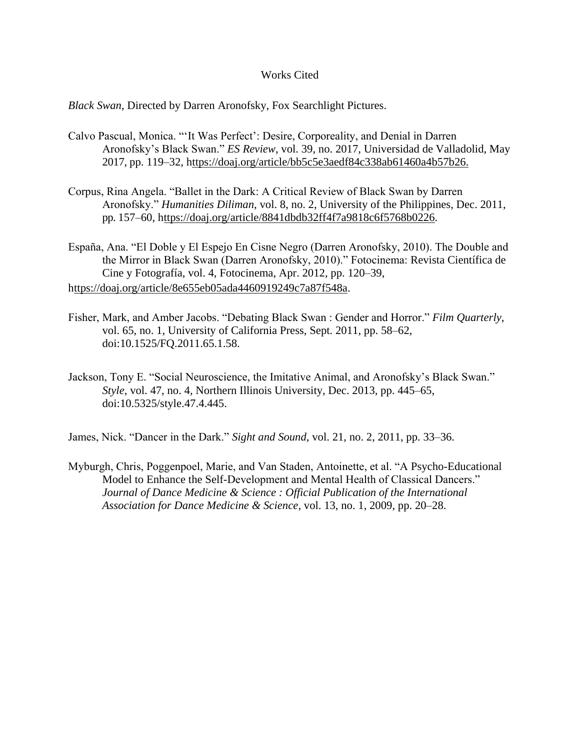Works Cited

*Black Swan*, Directed by Darren Aronofsky, Fox Searchlight Pictures.

Calvo Pascual, Monica. "'It Was Perfect': Desire, Corporeality, and Denial in Darren Aronofsky's Black Swan." *ES Review*, vol. 39, no. 2017, Universidad de Valladolid, May 2017, pp. 119–32, https://doaj.org/article/bb5c5e3aedf84c338ab61460a4b57b26.

Corpus, Rina Angela. "Ballet in the Dark: A Critical Review of Black Swan by Darren Aronofsky." *Humanities Diliman*, vol. 8, no. 2, University of the Philippines, Dec. 2011, pp. 157–60, https://doaj.org/article/8841dbdb32ff4f7a9818c6f5768b0226.

España, Ana. "El Doble y El Espejo En Cisne Negro (Darren Aronofsky, 2010). The Double and the Mirror in Black Swan (Darren Aronofsky, 2010)." Fotocinema: Revista Científica de Cine y Fotografía, vol. 4, Fotocinema, Apr. 2012, pp. 120–39, https://doaj.org/article/8e655eb05ada4460919249c7a87f548a.

Fisher, Mark, and Amber Jacobs. "Debating Black Swan : Gender and Horror." *Film Quarterly*, vol. 65, no. 1, University of California Press, Sept. 2011, pp. 58–62, doi:10.1525/FQ.2011.65.1.58.

Jackson, Tony E. "Social Neuroscience, the Imitative Animal, and Aronofsky's Black Swan." *Style*, vol. 47, no. 4, Northern Illinois University, Dec. 2013, pp. 445–65, doi:10.5325/style.47.4.445.

James, Nick. "Dancer in the Dark." *Sight and Sound*, vol. 21, no. 2, 2011, pp. 33–36.

Myburgh, Chris, Poggenpoel, Marie, and Van Staden, Antoinette, et al. "A Psycho-Educational Model to Enhance the Self-Development and Mental Health of Classical Dancers." *Journal of Dance Medicine & Science : Official Publication of the International Association for Dance Medicine & Science*, vol. 13, no. 1, 2009, pp. 20–28.